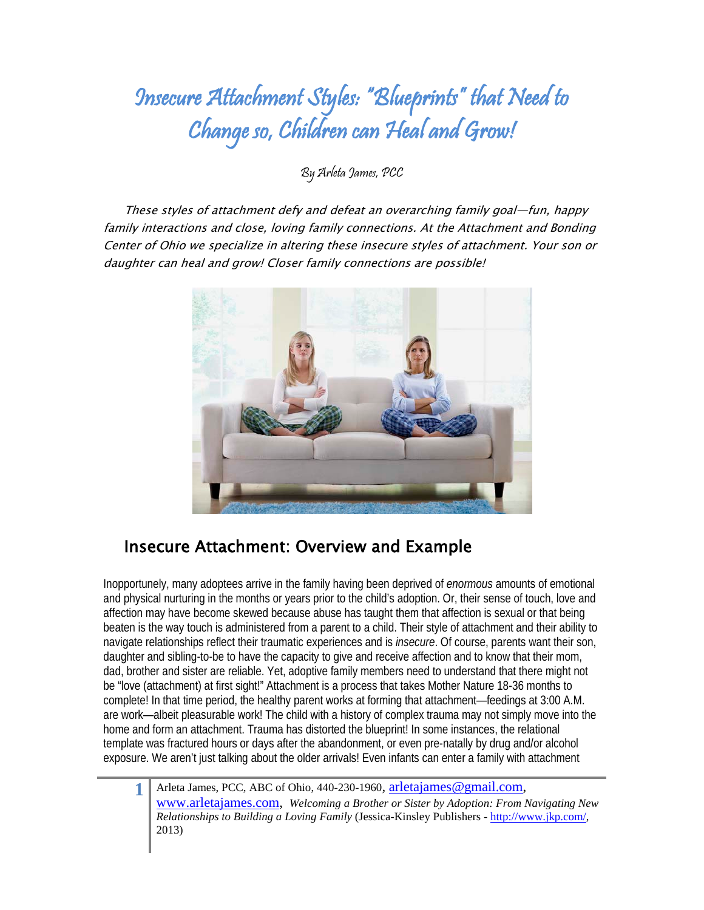# Insecure Attachment Styles: "Blueprints" that Need to Change so, Children can Heal and Grow!

By Arleta James, PCC

*These styles of attachment defy and defeat an overarching family goal—fun, happy family interactions and close, loving family connections. At the Attachment and Bonding Center of Ohio we specialize in altering these insecure styles of attachment. Your son or daughter can heal and grow! Closer family connections are possible!*

## Insecure Attachment: Overview and Example

Inopportunely, many adoptees arrive in the family having been deprived of *enormous* amounts of emotional and physical nurturing in the months or years prior to the child's adoption. Or, their sense of touch, love and affection may have become skewed because abuse has taught them that affection is sexual or that being beaten is the way touch is administered from a parent to a child. Their style of attachment and their ability to navigate relationships reflect their traumatic experiences and is *insecure*. Of course, parents want their son, daughter and sibling-to-be to have the capacity to give and receive affection and to know that their mom, dad, brother and sister are reliable. Yet, adoptive family members need to understand that there might not be "love (attachment) at first sight!" Attachment is a process that takes Mother Nature 18-36 months to complete! In that time period, the healthy parent works at forming that attachment—feedings at 3:00 A.M. are work—albeit pleasurable work! The child with a history of complex trauma may not simply move into the home and form an attachment. Trauma has distorted the blueprint! In some instances, the relational template was fractured hours or days after the abandonment, or even pre-natally by drug and/or alcohol exposure. We aren't just talking about the older arrivals! Even infants can enter a family with attachment

Arleta James, PCC, ABC of Ohio, 440-230-1960, arletajames@gmail.com, www.arletajames.com, *Welcoming a Brother or Sister by Adoption: From Navigating New Relationships to Building a Loving Family* (Jessica-Kinsley Publishers - http://www.jkp.com/, 2013)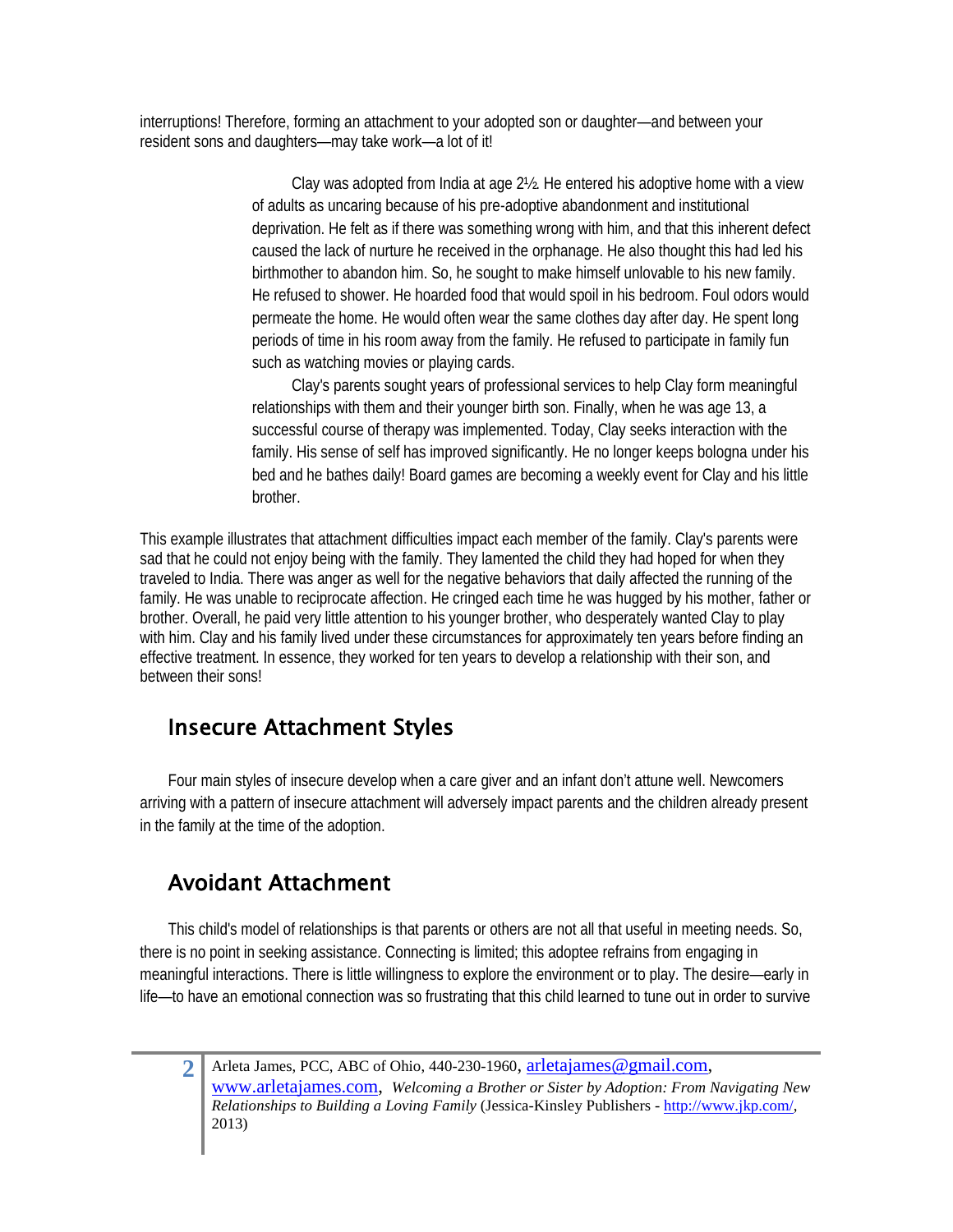interruptions! Therefore, forming an attachment to your adopted son or daughter—and between your resident sons and daughters—may take work—a lot of it!

> Clay was adopted from India at age 2½. He entered his adoptive home with a view of adults as uncaring because of his pre-adoptive abandonment and institutional deprivation. He felt as if there was something wrong with him, and that this inherent defect caused the lack of nurture he received in the orphanage. He also thought this had led his birthmother to abandon him. So, he sought to make himself unlovable to his new family. He refused to shower. He hoarded food that would spoil in his bedroom. Foul odors would permeate the home. He would often wear the same clothes day after day. He spent long periods of time in his room away from the family. He refused to participate in family fun such as watching movies or playing cards.
>
> Clay's parents sought years of professional services to help Clay form meaningful relationships with them and their younger birth son. Finally, when he was age 13, a successful course of therapy was implemented. Today, Clay seeks interaction with the family. His sense of self has improved significantly. He no longer keeps bologna under his bed and he bathes daily! Board games are becoming a weekly event for Clay and his little brother.

This example illustrates that attachment difficulties impact each member of the family. Clay's parents were sad that he could not enjoy being with the family. They lamented the child they had hoped for when they traveled to India. There was anger as well for the negative behaviors that daily affected the running of the family. He was unable to reciprocate affection. He cringed each time he was hugged by his mother, father or brother. Overall, he paid very little attention to his younger brother, who desperately wanted Clay to play with him. Clay and his family lived under these circumstances for approximately ten years before finding an effective treatment. In essence, they worked for ten years to develop a relationship with their son, and between their sons!

## Insecure Attachment Styles

Four main styles of insecure develop when a care giver and an infant don't attune well. Newcomers arriving with a pattern of insecure attachment will adversely impact parents and the children already present in the family at the time of the adoption.

## Avoidant Attachment

This child's model of relationships is that parents or others are not all that useful in meeting needs. So, there is no point in seeking assistance. Connecting is limited; this adoptee refrains from engaging in meaningful interactions. There is little willingness to explore the environment or to play. The desire—early in life—to have an emotional connection was so frustrating that this child learned to tune out in order to survive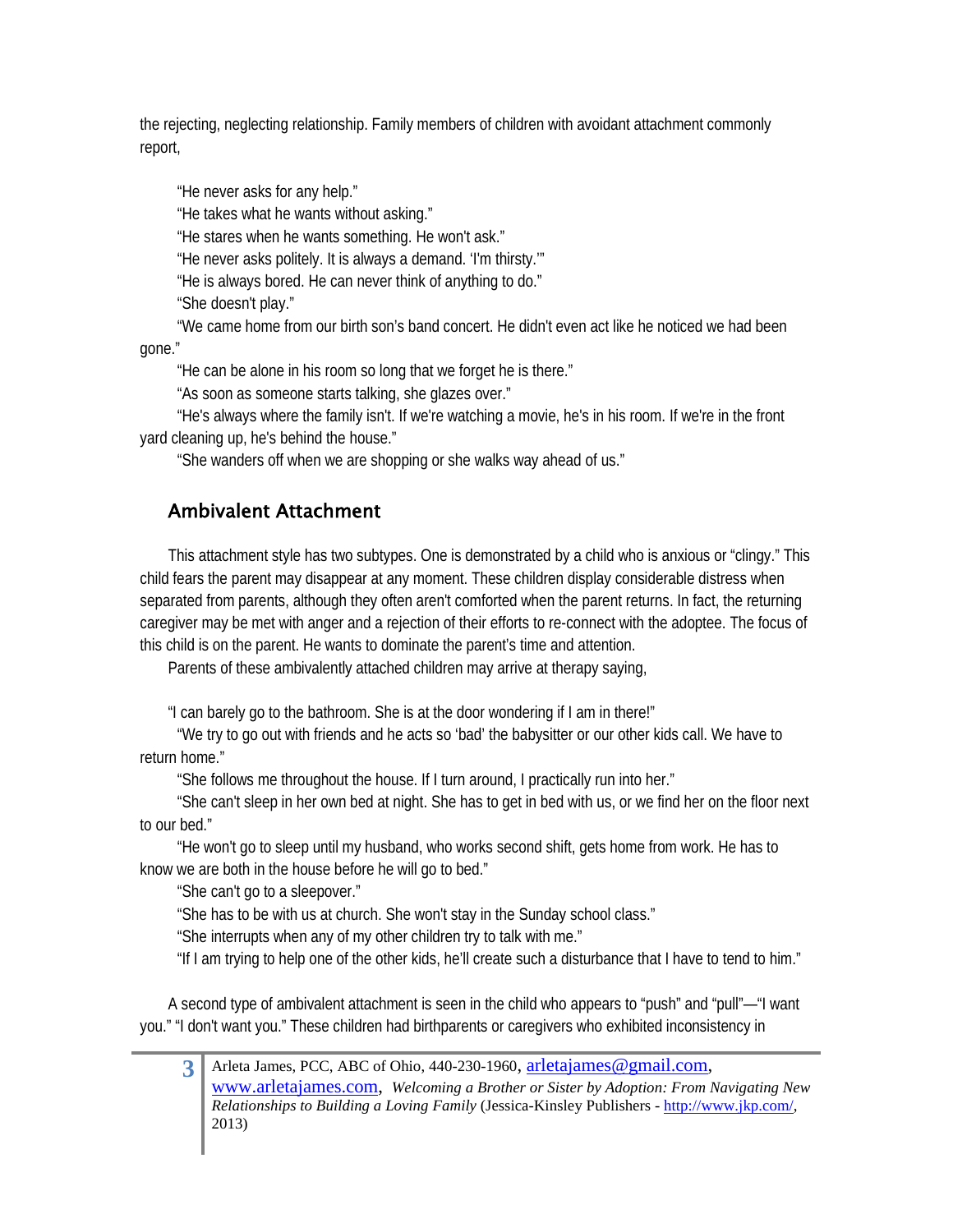the rejecting, neglecting relationship. Family members of children with avoidant attachment commonly report,

"He never asks for any help."

"He takes what he wants without asking."

"He stares when he wants something. He won't ask."

"He never asks politely. It is always a demand. 'I'm thirsty.'"

"He is always bored. He can never think of anything to do."

"She doesn't play."

"We came home from our birth son's band concert. He didn't even act like he noticed we had been gone."

"He can be alone in his room so long that we forget he is there."

"As soon as someone starts talking, she glazes over."

"He's always where the family isn't. If we're watching a movie, he's in his room. If we're in the front yard cleaning up, he's behind the house."

"She wanders off when we are shopping or she walks way ahead of us."

## Ambivalent Attachment

This attachment style has two subtypes. One is demonstrated by a child who is anxious or "clingy." This child fears the parent may disappear at any moment. These children display considerable distress when separated from parents, although they often aren't comforted when the parent returns. In fact, the returning caregiver may be met with anger and a rejection of their efforts to re-connect with the adoptee. The focus of this child is on the parent. He wants to dominate the parent's time and attention.

Parents of these ambivalently attached children may arrive at therapy saying,

"I can barely go to the bathroom. She is at the door wondering if I am in there!"

"We try to go out with friends and he acts so 'bad' the babysitter or our other kids call. We have to return home."

"She follows me throughout the house. If I turn around, I practically run into her."

"She can't sleep in her own bed at night. She has to get in bed with us, or we find her on the floor next to our bed."

"He won't go to sleep until my husband, who works second shift, gets home from work. He has to know we are both in the house before he will go to bed."

"She can't go to a sleepover."

"She has to be with us at church. She won't stay in the Sunday school class."

"She interrupts when any of my other children try to talk with me."

"If I am trying to help one of the other kids, he'll create such a disturbance that I have to tend to him."

A second type of ambivalent attachment is seen in the child who appears to "push" and "pull"—"I want you." "I don't want you." These children had birthparents or caregivers who exhibited inconsistency in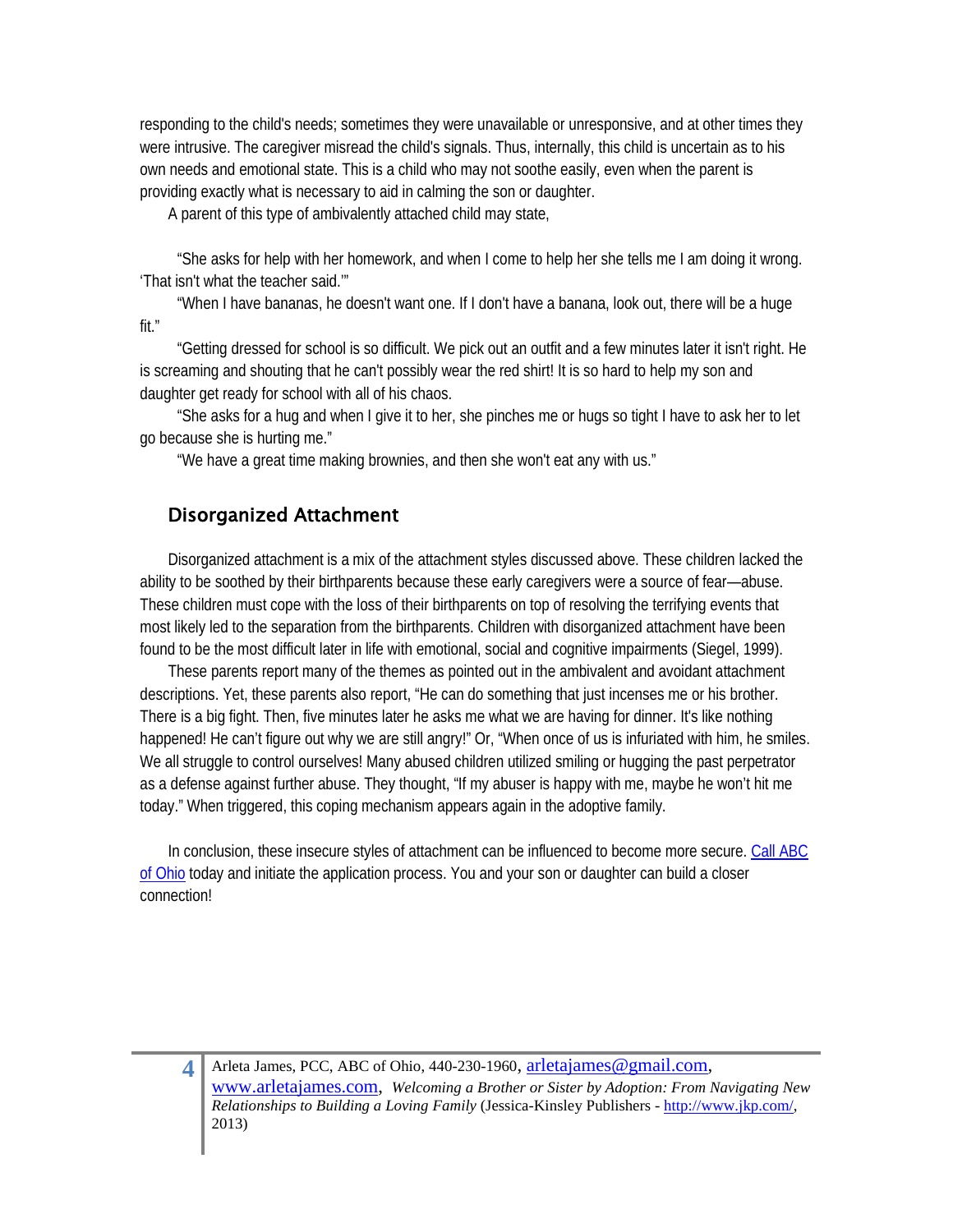responding to the child's needs; sometimes they were unavailable or unresponsive, and at other times they were intrusive. The caregiver misread the child's signals. Thus, internally, this child is uncertain as to his own needs and emotional state. This is a child who may not soothe easily, even when the parent is providing exactly what is necessary to aid in calming the son or daughter.

A parent of this type of ambivalently attached child may state,

"She asks for help with her homework, and when I come to help her she tells me I am doing it wrong. 'That isn't what the teacher said.'"

"When I have bananas, he doesn't want one. If I don't have a banana, look out, there will be a huge fit."

"Getting dressed for school is so difficult. We pick out an outfit and a few minutes later it isn't right. He is screaming and shouting that he can't possibly wear the red shirt! It is so hard to help my son and daughter get ready for school with all of his chaos.

"She asks for a hug and when I give it to her, she pinches me or hugs so tight I have to ask her to let go because she is hurting me."

"We have a great time making brownies, and then she won't eat any with us."

## Disorganized Attachment

Disorganized attachment is a mix of the attachment styles discussed above. These children lacked the ability to be soothed by their birthparents because these early caregivers were a source of fear—abuse. These children must cope with the loss of their birthparents on top of resolving the terrifying events that most likely led to the separation from the birthparents. Children with disorganized attachment have been found to be the most difficult later in life with emotional, social and cognitive impairments (Siegel, 1999).

These parents report many of the themes as pointed out in the ambivalent and avoidant attachment descriptions. Yet, these parents also report, "He can do something that just incenses me or his brother. There is a big fight. Then, five minutes later he asks me what we are having for dinner. It's like nothing happened! He can't figure out why we are still angry!" Or, "When once of us is infuriated with him, he smiles. We all struggle to control ourselves! Many abused children utilized smiling or hugging the past perpetrator as a defense against further abuse. They thought, "If my abuser is happy with me, maybe he won't hit me today." When triggered, this coping mechanism appears again in the adoptive family.

In conclusion, these insecure styles of attachment can be influenced to become more secure. Call ABC of Ohio today and initiate the application process. You and your son or daughter can build a closer connection!

Arleta James, PCC, ABC of Ohio, 440-230-1960, arletajames@gmail.com, www.arletajames.com, *Welcoming a Brother or Sister by Adoption: From Navigating New Relationships to Building a Loving Family* (Jessica-Kinsley Publishers - http://www.jkp.com/, 2013)